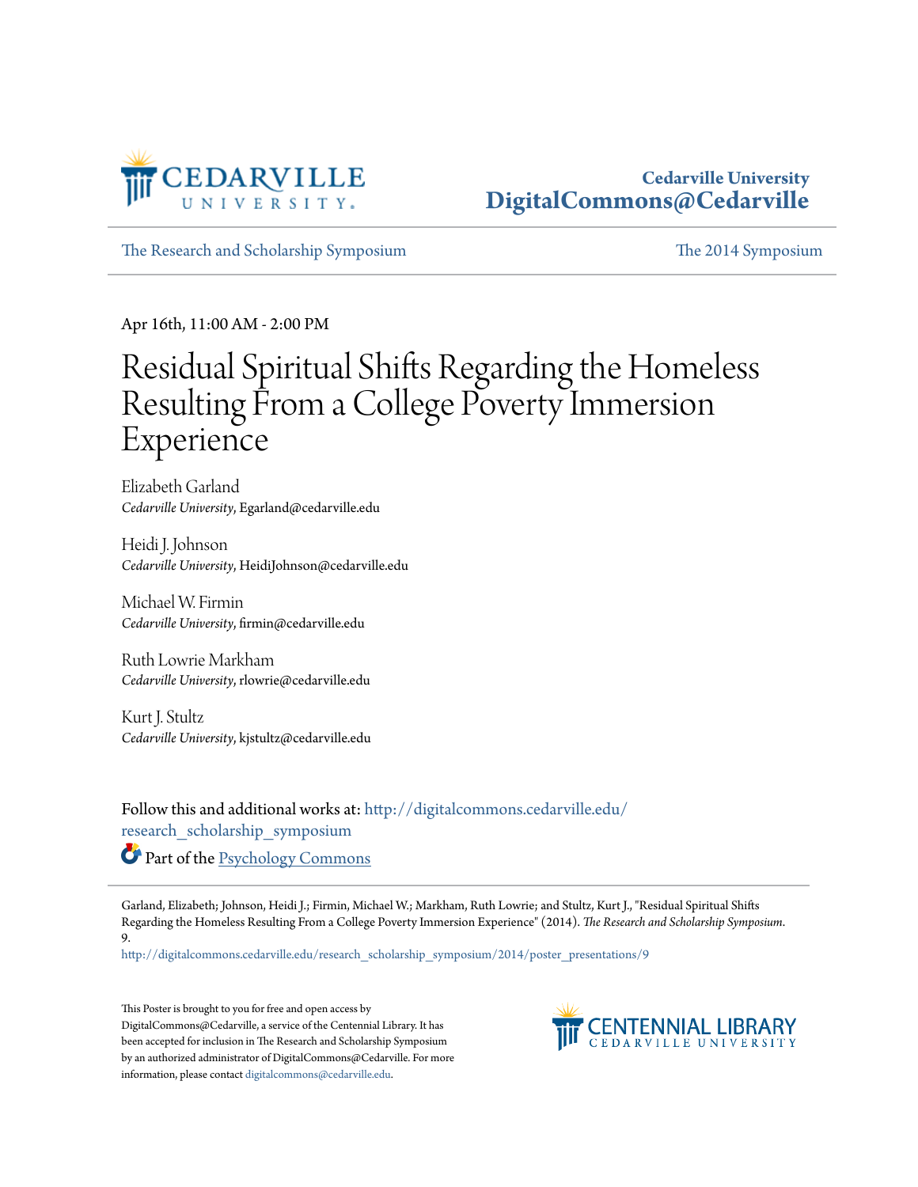Cedarville University
DigitalCommons@Cedarville

The Research and Scholarship Symposium | The 2014 Symposium

Apr 16th, 11:00 AM - 2:00 PM

# Residual Spiritual Shifts Regarding the Homeless Resulting From a College Poverty Immersion Experience

Elizabeth Garland
*Cedarville University*, Egarland@cedarville.edu

Heidi J. Johnson
*Cedarville University*, HeidiJohnson@cedarville.edu

Michael W. Firmin
*Cedarville University*, firmin@cedarville.edu

Ruth Lowrie Markham
*Cedarville University*, rlowrie@cedarville.edu

Kurt J. Stultz
*Cedarville University*, kjstultz@cedarville.edu

Follow this and additional works at: http://digitalcommons.cedarville.edu/research_scholarship_symposium

Part of the Psychology Commons

Garland, Elizabeth; Johnson, Heidi J.; Firmin, Michael W.; Markham, Ruth Lowrie; and Stultz, Kurt J., "Residual Spiritual Shifts Regarding the Homeless Resulting From a College Poverty Immersion Experience" (2014). *The Research and Scholarship Symposium*. 9.
http://digitalcommons.cedarville.edu/research_scholarship_symposium/2014/poster_presentations/9

This Poster is brought to you for free and open access by DigitalCommons@Cedarville, a service of the Centennial Library. It has been accepted for inclusion in The Research and Scholarship Symposium by an authorized administrator of DigitalCommons@Cedarville. For more information, please contact digitalcommons@cedarville.edu.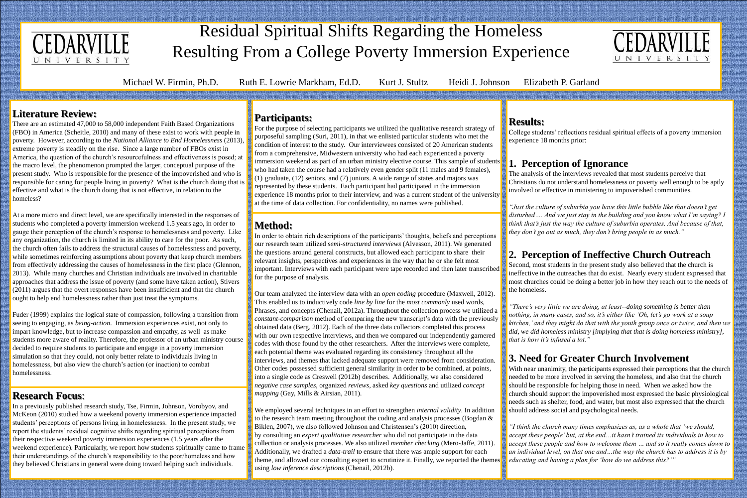# Residual Spiritual Shifts Regarding the Homeless Resulting From a College Poverty Immersion Experience

CEDARVILLE UNIVERSITY

Michael W. Firmin, Ph.D. Ruth E. Lowrie Markham, Ed.D. Kurt J. Stultz Heidi J. Johnson Elizabeth P. Garland

## Literature Review:

There are an estimated 47,000 to 58,000 independent Faith Based Organizations (FBO) in America (Scheitle, 2010) and many of these exist to work with people in poverty. However, according to the *National Alliance to End Homelessness* (2013), extreme poverty is steadily on the rise. Since a large number of FBOs exist in America, the question of the church's resourcefulness and effectiveness is posed; at the macro level, the phenomenon prompted the larger, conceptual purpose of the present study. Who is responsible for the presence of the impoverished and who is responsible for caring for people living in poverty? What is the church doing that is effective and what is the church doing that is not effective, in relation to the homeless?

At a more micro and direct level, we are specifically interested in the responses of students who completed a poverty immersion weekend 1.5 years ago, in order to gauge their perception of the church's response to homelessness and poverty. Like any organization, the church is limited in its ability to care for the poor. As such, the church often fails to address the structural causes of homelessness and poverty, while sometimes reinforcing assumptions about poverty that keep church members from effectively addressing the causes of homelessness in the first place (Glennon, 2013). While many churches and Christian individuals are involved in charitable approaches that address the issue of poverty (and some have taken action), Stivers (2011) argues that the overt responses have been insufficient and that the church ought to help end homelessness rather than just treat the symptoms.

Fuder (1999) explains the logical state of compassion, following a transition from seeing to engaging, as *being-action*. Immersion experiences exist, not only to impart knowledge, but to increase compassion and empathy, as well as make students more aware of reality. Therefore, the professor of an urban ministry course decided to require students to participate and engage in a poverty immersion simulation so that they could, not only better relate to individuals living in homelessness, but also view the church's action (or inaction) to combat homelessness.

## Research Focus:

In a previously published research study, Tse, Firmin, Johnson, Vorobyov, and McKeon (2010) studied how a weekend poverty immersion experience impacted students' perceptions of persons living in homelessness. In the present study, we report the students' residual cognitive shifts regarding spiritual perceptions from their respective weekend poverty immersion experiences (1.5 years after the weekend experience). Particularly, we report how students spiritually came to frame their understandings of the church's responsibility to the poor/homeless and how they believed Christians in general were doing toward helping such individuals.

## Participants:

For the purpose of selecting participants we utilized the qualitative research strategy of purposeful sampling (Suri, 2011), in that we enlisted particular students who met the condition of interest to the study. Our interviewees consisted of 20 American students from a comprehensive, Midwestern university who had each experienced a poverty immersion weekend as part of an urban ministry elective course. This sample of students who had taken the course had a relatively even gender split (11 males and 9 females), (1) graduate, (12) seniors, and (7) juniors. A wide range of states and majors was represented by these students. Each participant had participated in the immersion experience 18 months prior to their interview, and was a current student of the university at the time of data collection. For confidentiality, no names were published.

## Method:

In order to obtain rich descriptions of the participants' thoughts, beliefs and perceptions our research team utilized *semi-structured interviews* (Alvesson, 2011). We generated the questions around general constructs, but allowed each participant to share their relevant insights, perspectives and experiences in the way that he or she felt most important. Interviews with each participant were tape recorded and then later transcribed for the purpose of analysis.

Our team analyzed the interview data with an *open coding* procedure (Maxwell, 2012). This enabled us to inductively code *line by line* for the *most commonly* used words, Phrases, and concepts (Chenail, 2012a). Throughout the collection process we utilized a *constant-comparison* method of comparing the new transcript's data with the previously obtained data (Berg, 2012). Each of the three data collectors completed this process with our own respective interviews, and then we compared our independently garnered codes with those found by the other researchers. After the interviews were complete, each potential theme was evaluated regarding its consistency throughout all the interviews, and themes that lacked adequate support were removed from consideration. Other codes possessed sufficient general similarity in order to be combined, at points, into a single code as Creswell (2012b) describes. Additionally, we also considered *negative case samples*, organized *reviews*, asked *key questions* and utilized *concept mapping* (Gay, Mills & Airsian, 2011).

We employed several techniques in an effort to strengthen *internal validity*. In addition to the research team meeting throughout the coding and analysis processes (Bogdan & Biklen, 2007), we also followed Johnson and Christensen's (2010) direction, by consulting an *expert qualitative researcher* who did not participate in the data collection or analysis processes. We also utilized *member checking* (Mero-Jaffe, 2011). Additionally, we drafted a *data-trail* to ensure that there was ample support for each theme, and allowed our consulting expert to scrutinize it. Finally, we reported the themes using *low inference descriptions* (Chenail, 2012b).

## Results:

College students' reflections residual spiritual effects of a poverty immersion experience 18 months prior:

### 1. Perception of Ignorance

The analysis of the interviews revealed that most students perceive that Christians do not understand homelessness or poverty well enough to be aptly involved or effective in ministering to impoverished communities.

*"Just the culture of suburbia you have this little bubble like that doesn't get disturbed…. And we just stay in the building and you know what I'm saying? I think that's just the way the culture of suburbia operates. And because of that, they don't go out as much, they don't bring people in as much."*

### 2. Perception of Ineffective Church Outreach

Second, most students in the present study also believed that the church is ineffective in the outreaches that do exist. Nearly every student expressed that most churches could be doing a better job in how they reach out to the needs of the homeless.

*"There's very little we are doing, at least--doing something is better than nothing, in many cases, and so, it's either like 'Oh, let's go work at a soup kitchen,' and they might do that with the youth group once or twice, and then we did, we did homeless ministry [implying that that is doing homeless ministry], that is how it's infused a lot."*

### 3. Need for Greater Church Involvement

With near unanimity, the participants expressed their perceptions that the church needed to be more involved in serving the homeless, and also that the church should be responsible for helping those in need. When we asked how the church should support the impoverished most expressed the basic physiological needs such as shelter, food, and water, but most also expressed that the church should address social and psychological needs.

*"I think the church many times emphasizes as, as a whole that 'we should, accept these people' but, at the end…it hasn't trained its individuals in how to accept these people and how to welcome them … and so it really comes down to an individual level, on that one and…the way the church has to address it is by educating and having a plan for 'how do we address this?'"*